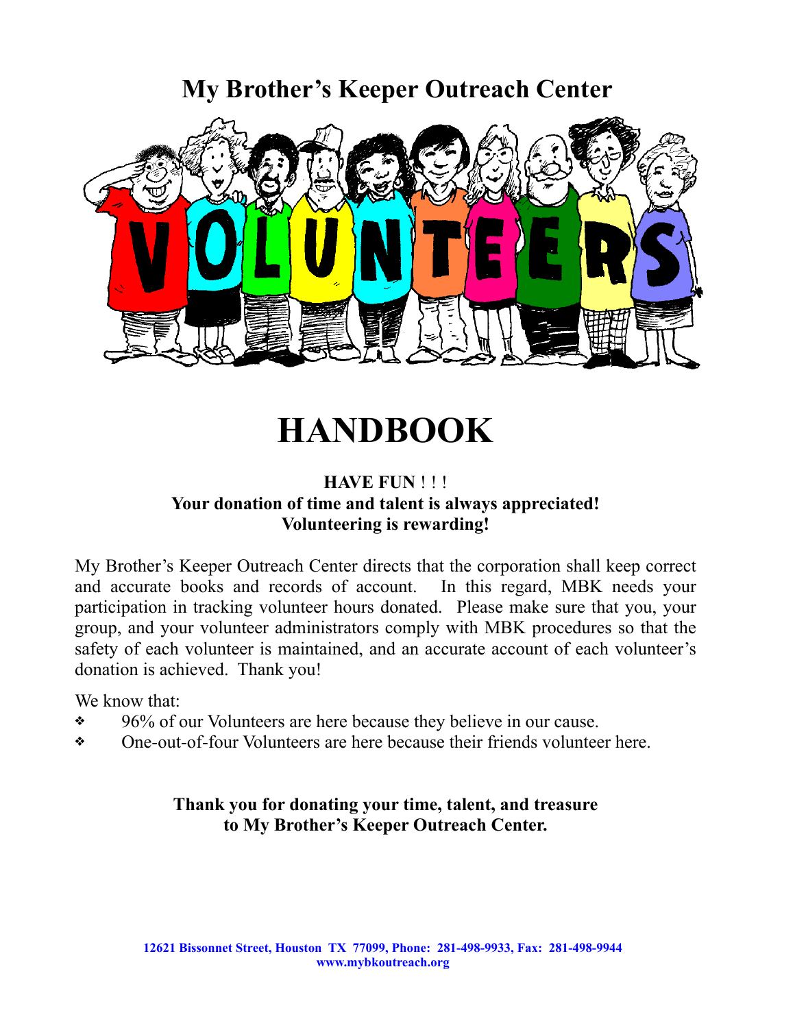# My Brother's Keeper Outreach Center

# HANDBOOK

**HAVE FUN ! ! !**
**Your donation of time and talent is always appreciated!**
**Volunteering is rewarding!**

My Brother's Keeper Outreach Center directs that the corporation shall keep correct and accurate books and records of account. In this regard, MBK needs your participation in tracking volunteer hours donated. Please make sure that you, your group, and your volunteer administrators comply with MBK procedures so that the safety of each volunteer is maintained, and an accurate account of each volunteer's donation is achieved. Thank you!

We know that:

- 96% of our Volunteers are here because they believe in our cause.
- One-out-of-four Volunteers are here because their friends volunteer here.

**Thank you for donating your time, talent, and treasure to My Brother's Keeper Outreach Center.**

**12621 Bissonnet Street, Houston TX 77099, Phone: 281-498-9933, Fax: 281-498-9944**
**www.mybkoutreach.org**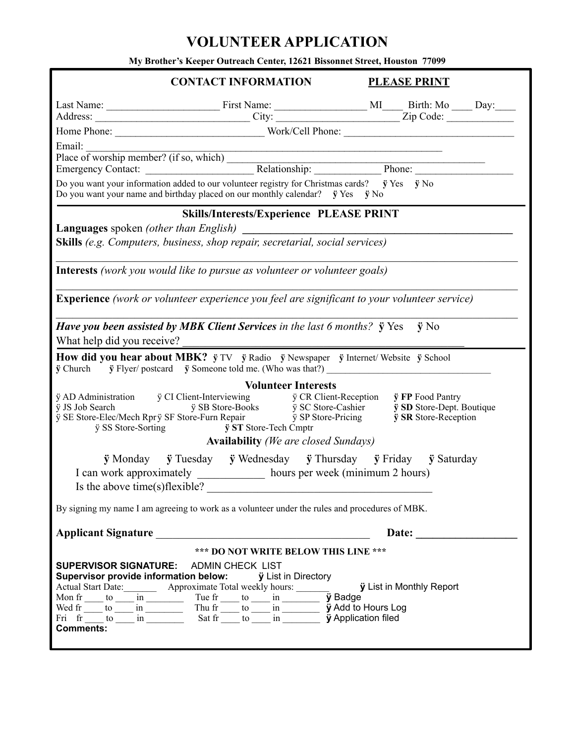# VOLUNTEER APPLICATION

**My Brother's Keeper Outreach Center, 12621 Bissonnet Street, Houston 77099**

## CONTACT INFORMATION — PLEASE PRINT

Last Name: _____________________ First Name: _________________ MI____ Birth: Mo ____ Day:____
Address: ______________________________ City: _______________________ Zip Code: _____________

Home Phone: _____________________________ Work/Cell Phone: _________________________________

Email: ___________________________________________________________________________
Place of worship member? (if so, which) ______________________________________________________
Emergency Contact: ____________________ Relationship: ____________ Phone: __________________

Do you want your information added to our volunteer registry for Christmas cards? ÿ Yes ÿ No
Do you want your name and birthday placed on our monthly calendar? ÿ Yes ÿ No

## Skills/Interests/Experience PLEASE PRINT

**Languages** spoken *(other than English)* __________________________________________________

**Skills** *(e.g. Computers, business, shop repair, secretarial, social services)*

___________________________________________________________________________________

**Interests** *(work you would like to pursue as volunteer or volunteer goals)*

___________________________________________________________________________________

**Experience** *(work or volunteer experience you feel are significant to your volunteer service)*

___________________________________________________________________________________

***Have you been assisted by MBK Client Services** in the last 6 months?* ÿ Yes ÿ No
What help did you receive? ___________________________________________________

**How did you hear about MBK?** ÿ TV ÿ Radio ÿ Newspaper ÿ Internet/ Website ÿ School
ÿ Church ÿ Flyer/ postcard ÿ Someone told me. (Who was that?) __________________________________

## Volunteer Interests

ÿ AD Administration ÿ CI Client-Interviewing ÿ CR Client-Reception ÿ **FP** Food Pantry
ÿ JS Job Search ÿ SB Store-Books ÿ SC Store-Cashier ÿ **SD** Store-Dept. Boutique
ÿ SE Store-Elec/Mech Rpr ÿ SF Store-Furn Repair ÿ SP Store-Pricing ÿ **SR** Store-Reception
ÿ SS Store-Sorting ÿ **ST** Store-Tech Cmptr

**Availability** *(We are closed Sundays)*

ÿ Monday ÿ Tuesday ÿ Wednesday ÿ Thursday ÿ Friday ÿ Saturday

I can work approximately ___________ hours per week (minimum 2 hours)

Is the above time(s)flexible? ________________________________________

By signing my name I am agreeing to work as a volunteer under the rules and procedures of MBK.

**Applicant Signature** _______________________________________ **Date:** __________________

**\*\*\* DO NOT WRITE BELOW THIS LINE \*\*\***

**SUPERVISOR SIGNATURE:** ADMIN CHECK LIST
**Supervisor provide information below:** ÿ List in Directory
Actual Start Date:_______ Approximate Total weekly hours: _______ ÿ List in Monthly Report
Mon fr ____ to ____ in ________ Tue fr ____ to ____ in ________ ÿ Badge
Wed fr ____ to ____ in ________ Thu fr ____ to ____ in ________ ÿ Add to Hours Log
Fri fr ____ to ____ in ________ Sat fr ____ to ____ in ________ ÿ Application filed
**Comments:**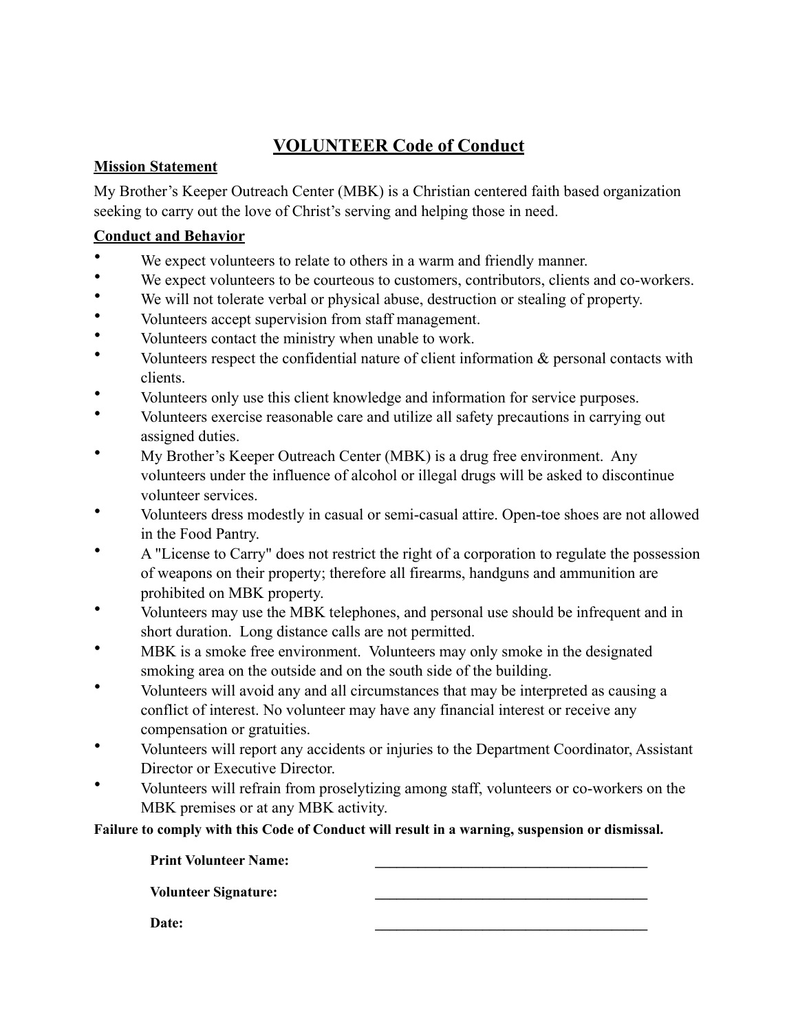# VOLUNTEER Code of Conduct

## Mission Statement

My Brother's Keeper Outreach Center (MBK) is a Christian centered faith based organization seeking to carry out the love of Christ's serving and helping those in need.

## Conduct and Behavior

- We expect volunteers to relate to others in a warm and friendly manner.
- We expect volunteers to be courteous to customers, contributors, clients and co-workers.
- We will not tolerate verbal or physical abuse, destruction or stealing of property.
- Volunteers accept supervision from staff management.
- Volunteers contact the ministry when unable to work.
- Volunteers respect the confidential nature of client information & personal contacts with clients.
- Volunteers only use this client knowledge and information for service purposes.
- Volunteers exercise reasonable care and utilize all safety precautions in carrying out assigned duties.
- My Brother's Keeper Outreach Center (MBK) is a drug free environment. Any volunteers under the influence of alcohol or illegal drugs will be asked to discontinue volunteer services.
- Volunteers dress modestly in casual or semi-casual attire. Open-toe shoes are not allowed in the Food Pantry.
- A "License to Carry" does not restrict the right of a corporation to regulate the possession of weapons on their property; therefore all firearms, handguns and ammunition are prohibited on MBK property.
- Volunteers may use the MBK telephones, and personal use should be infrequent and in short duration. Long distance calls are not permitted.
- MBK is a smoke free environment. Volunteers may only smoke in the designated smoking area on the outside and on the south side of the building.
- Volunteers will avoid any and all circumstances that may be interpreted as causing a conflict of interest. No volunteer may have any financial interest or receive any compensation or gratuities.
- Volunteers will report any accidents or injuries to the Department Coordinator, Assistant Director or Executive Director.
- Volunteers will refrain from proselytizing among staff, volunteers or co-workers on the MBK premises or at any MBK activity.

**Failure to comply with this Code of Conduct will result in a warning, suspension or dismissal.**

**Print Volunteer Name:** ______________________________________

**Volunteer Signature:** ______________________________________

**Date:** ______________________________________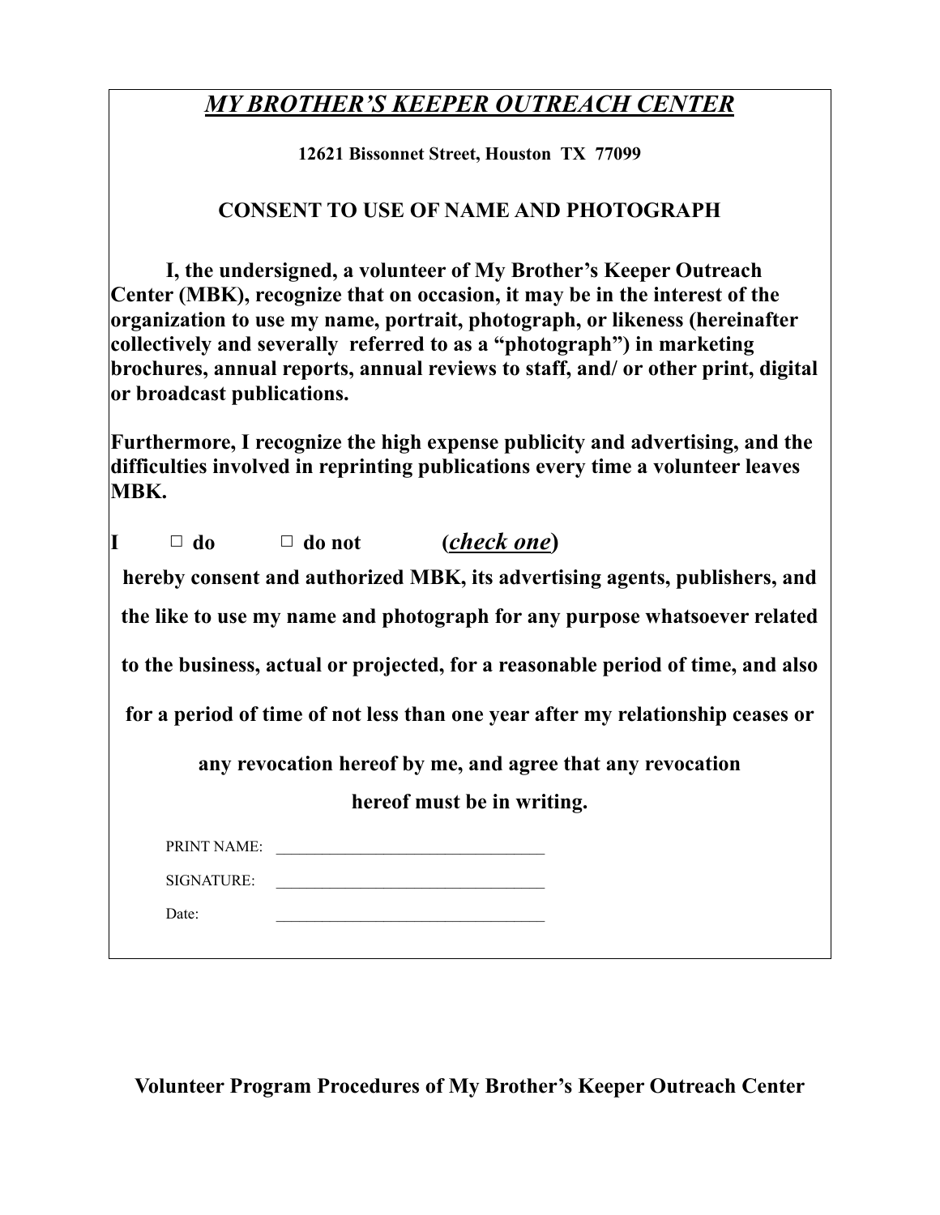# *MY BROTHER'S KEEPER OUTREACH CENTER*

**12621 Bissonnet Street, Houston TX 77099**

## CONSENT TO USE OF NAME AND PHOTOGRAPH

**I, the undersigned, a volunteer of My Brother's Keeper Outreach Center (MBK), recognize that on occasion, it may be in the interest of the organization to use my name, portrait, photograph, or likeness (hereinafter collectively and severally referred to as a "photograph") in marketing brochures, annual reports, annual reviews to staff, and/ or other print, digital or broadcast publications.**

**Furthermore, I recognize the high expense publicity and advertising, and the difficulties involved in reprinting publications every time a volunteer leaves MBK.**

**I ☐ do ☐ do not (*check one*)**

**hereby consent and authorized MBK, its advertising agents, publishers, and the like to use my name and photograph for any purpose whatsoever related to the business, actual or projected, for a reasonable period of time, and also for a period of time of not less than one year after my relationship ceases or any revocation hereof by me, and agree that any revocation hereof must be in writing.**

PRINT NAME: ________________________________

SIGNATURE: ________________________________

Date: ________________________________

**Volunteer Program Procedures of My Brother's Keeper Outreach Center**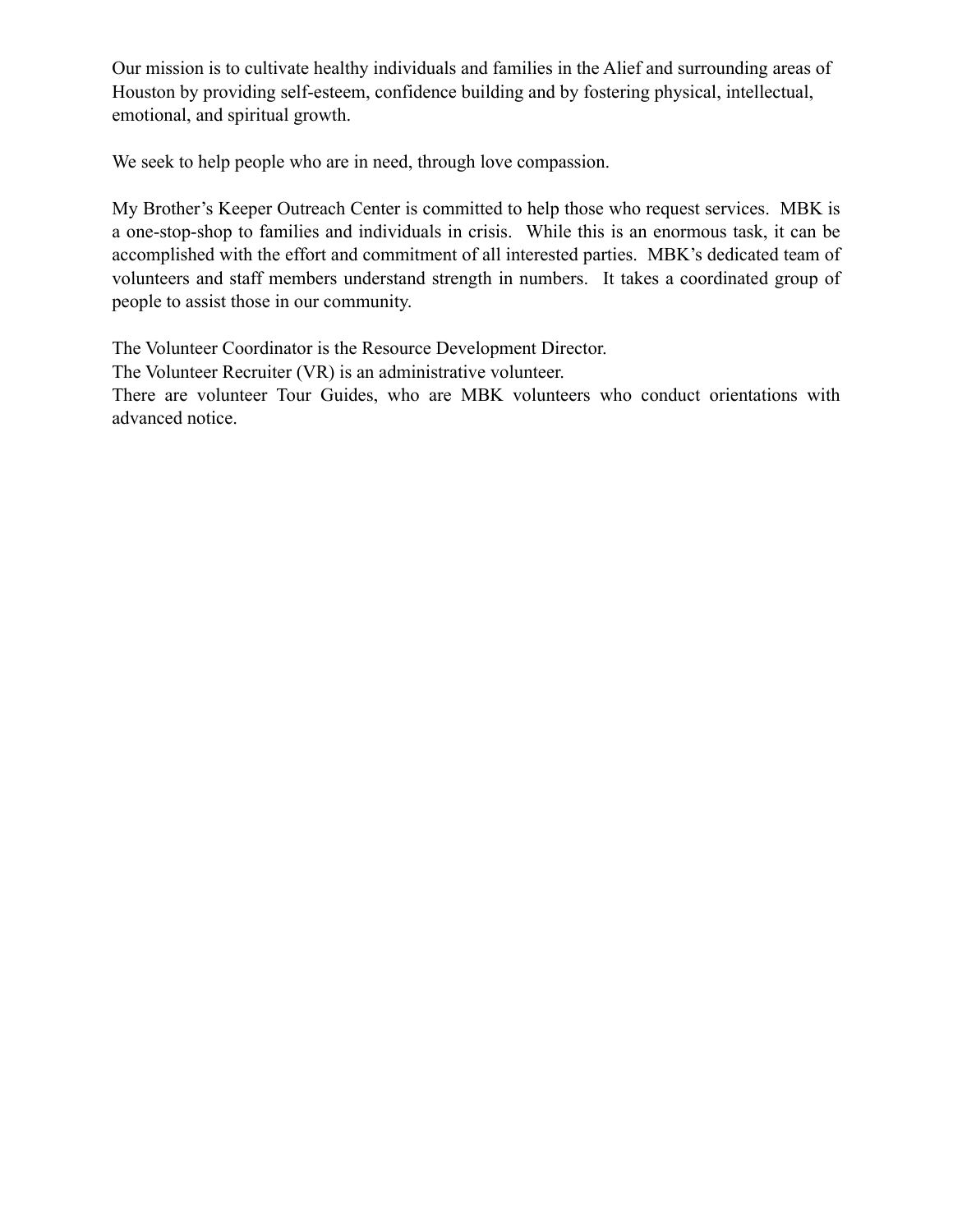Our mission is to cultivate healthy individuals and families in the Alief and surrounding areas of Houston by providing self-esteem, confidence building and by fostering physical, intellectual, emotional, and spiritual growth.

We seek to help people who are in need, through love compassion.

My Brother's Keeper Outreach Center is committed to help those who request services. MBK is a one-stop-shop to families and individuals in crisis. While this is an enormous task, it can be accomplished with the effort and commitment of all interested parties. MBK's dedicated team of volunteers and staff members understand strength in numbers. It takes a coordinated group of people to assist those in our community.

The Volunteer Coordinator is the Resource Development Director.
The Volunteer Recruiter (VR) is an administrative volunteer.
There are volunteer Tour Guides, who are MBK volunteers who conduct orientations with advanced notice.